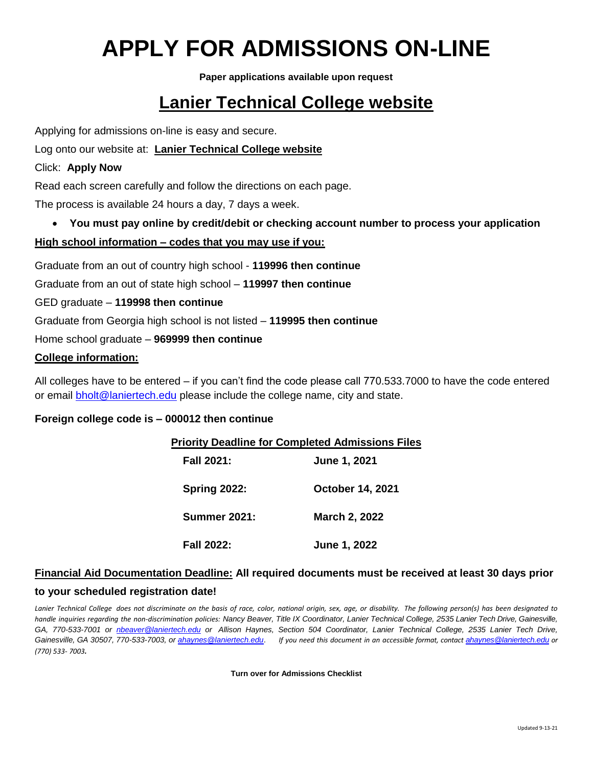# APPLY FOR ADMISSIONS ON-LINE

**Paper applications available upon request**

## Lanier Technical College website

Applying for admissions on-line is easy and secure.

Log onto our website at: **Lanier Technical College website**

Click: **Apply Now**

Read each screen carefully and follow the directions on each page.

The process is available 24 hours a day, 7 days a week.

- **You must pay online by credit/debit or checking account number to process your application**

**High school information – codes that you may use if you:**

Graduate from an out of country high school - **119996 then continue**

Graduate from an out of state high school – **119997 then continue**

GED graduate – **119998 then continue**

Graduate from Georgia high school is not listed – **119995 then continue**

Home school graduate – **969999 then continue**

**College information:**

All colleges have to be entered – if you can't find the code please call 770.533.7000 to have the code entered or email bholt@laniertech.edu please include the college name, city and state.

**Foreign college code is – 000012 then continue**

| Priority Deadline for Completed Admissions Files | |
|---|---|
| **Fall 2021:** | **June 1, 2021** |
| **Spring 2022:** | **October 14, 2021** |
| **Summer 2021:** | **March 2, 2022** |
| **Fall 2022:** | **June 1, 2022** |

**Financial Aid Documentation Deadline: All required documents must be received at least 30 days prior to your scheduled registration date!**

*Lanier Technical College does not discriminate on the basis of race, color, national origin, sex, age, or disability. The following person(s) has been designated to handle inquiries regarding the non-discrimination policies: Nancy Beaver, Title IX Coordinator, Lanier Technical College, 2535 Lanier Tech Drive, Gainesville, GA, 770-533-7001 or nbeaver@laniertech.edu or Allison Haynes, Section 504 Coordinator, Lanier Technical College, 2535 Lanier Tech Drive, Gainesville, GA 30507, 770-533-7003, or ahaynes@laniertech.edu. If you need this document in an accessible format, contact ahaynes@laniertech.edu or (770) 533- 7003.*

**Turn over for Admissions Checklist**

Updated 9-13-21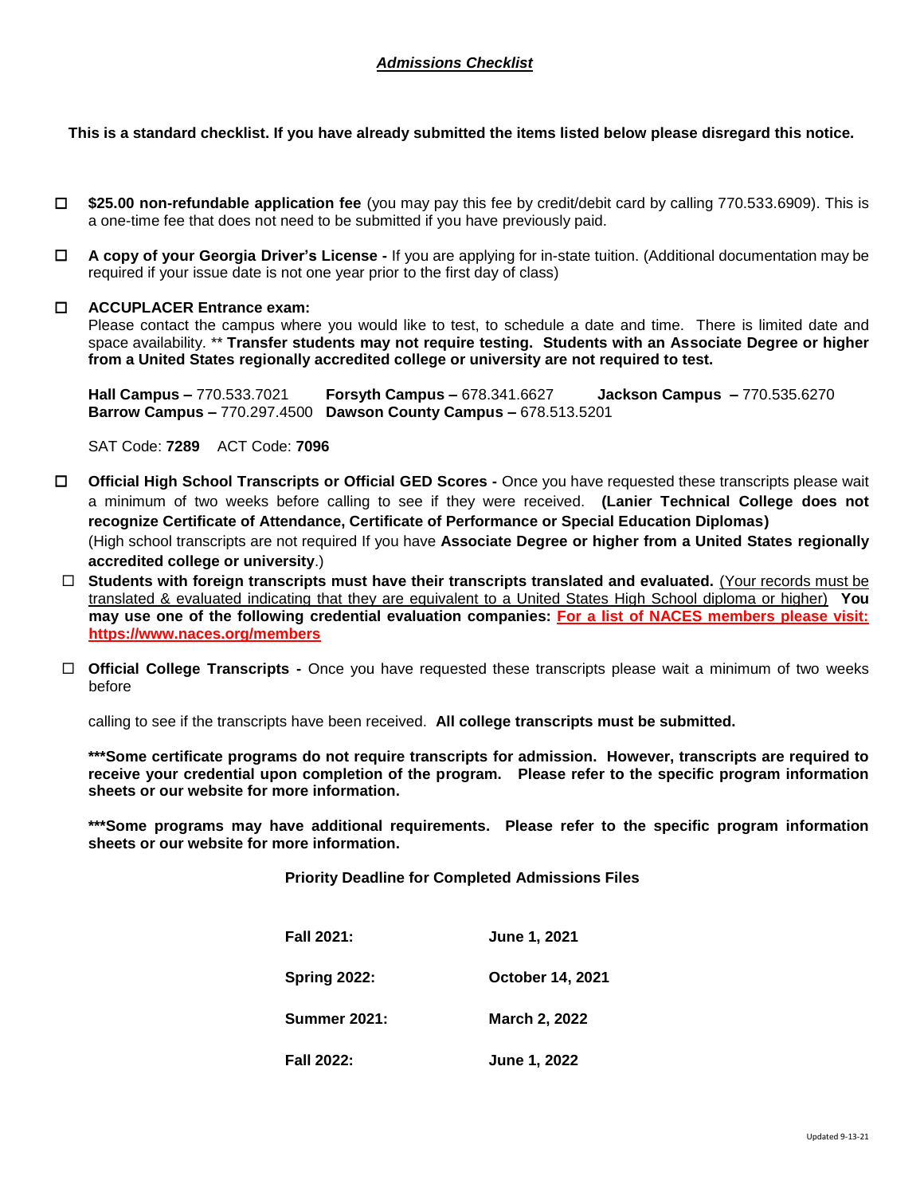## ***Admissions Checklist***

**This is a standard checklist. If you have already submitted the items listed below please disregard this notice.**

- ☐ **$25.00 non-refundable application fee** (you may pay this fee by credit/debit card by calling 770.533.6909). This is a one-time fee that does not need to be submitted if you have previously paid.

- ☐ **A copy of your Georgia Driver's License -** If you are applying for in-state tuition. (Additional documentation may be required if your issue date is not one year prior to the first day of class)

- ☐ **ACCUPLACER Entrance exam:**
  Please contact the campus where you would like to test, to schedule a date and time. There is limited date and space availability. ** **Transfer students may not require testing. Students with an Associate Degree or higher from a United States regionally accredited college or university are not required to test.**

  **Hall Campus –** 770.533.7021 **Forsyth Campus –** 678.341.6627 **Jackson Campus –** 770.535.6270
  **Barrow Campus –** 770.297.4500 **Dawson County Campus –** 678.513.5201

  SAT Code: **7289** ACT Code: **7096**

- ☐ **Official High School Transcripts or Official GED Scores -** Once you have requested these transcripts please wait a minimum of two weeks before calling to see if they were received. **(Lanier Technical College does not recognize Certificate of Attendance, Certificate of Performance or Special Education Diplomas)**
  (High school transcripts are not required If you have **Associate Degree or higher from a United States regionally accredited college or university**.)

- ☐ **Students with foreign transcripts must have their transcripts translated and evaluated.** (Your records must be translated & evaluated indicating that they are equivalent to a United States High School diploma or higher) **You may use one of the following credential evaluation companies: For a list of NACES members please visit: https://www.naces.org/members**

- ☐ **Official College Transcripts -** Once you have requested these transcripts please wait a minimum of two weeks before

  calling to see if the transcripts have been received. **All college transcripts must be submitted.**

**\*\*\*Some certificate programs do not require transcripts for admission. However, transcripts are required to receive your credential upon completion of the program. Please refer to the specific program information sheets or our website for more information.**

**\*\*\*Some programs may have additional requirements. Please refer to the specific program information sheets or our website for more information.**

**Priority Deadline for Completed Admissions Files**

| | |
|---|---|
| **Fall 2021:** | **June 1, 2021** |
| **Spring 2022:** | **October 14, 2021** |
| **Summer 2021:** | **March 2, 2022** |
| **Fall 2022:** | **June 1, 2022** |

Updated 9-13-21